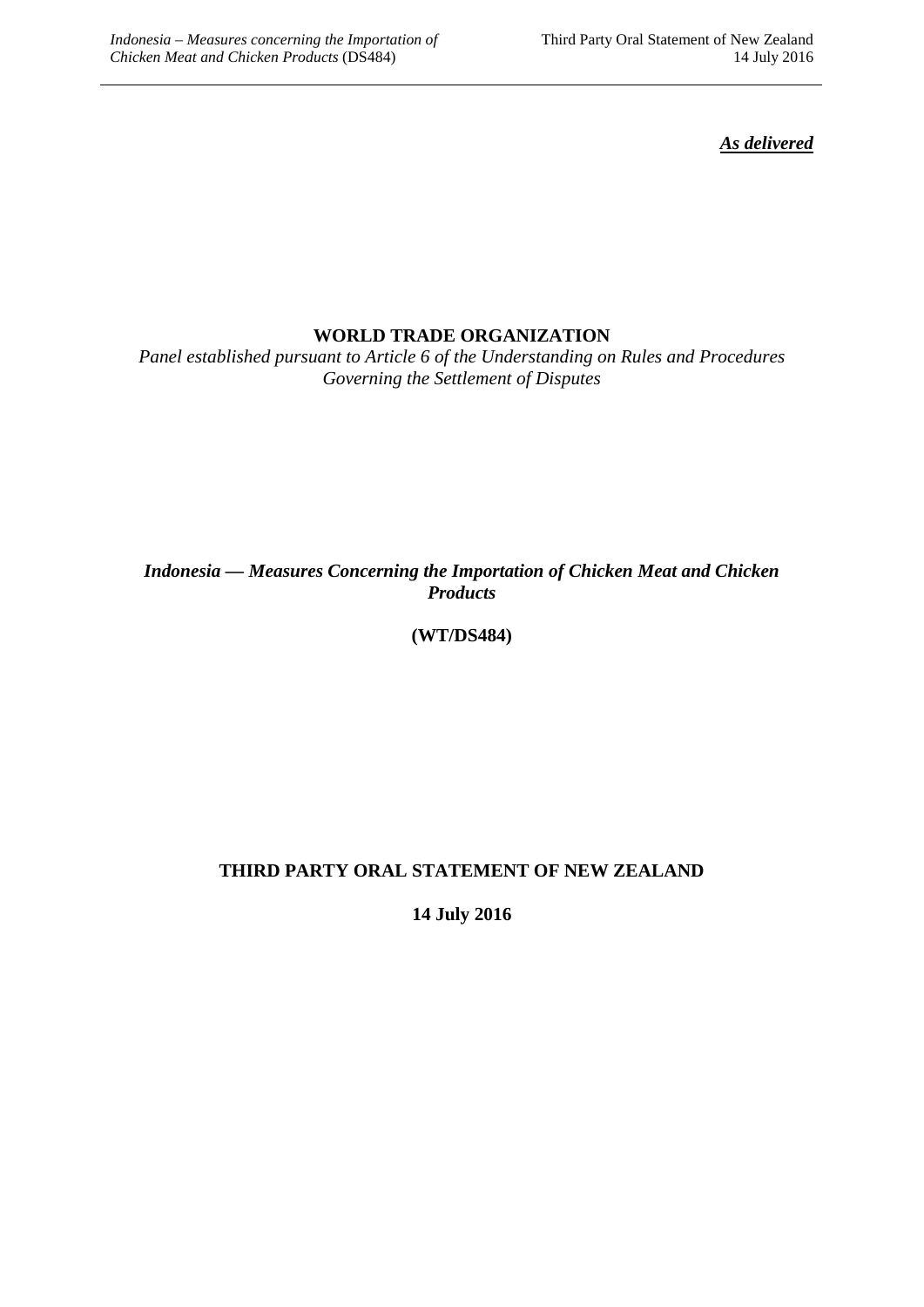***As delivered***

**WORLD TRADE ORGANIZATION**

*Panel established pursuant to Article 6 of the Understanding on Rules and Procedures Governing the Settlement of Disputes*

***Indonesia — Measures Concerning the Importation of Chicken Meat and Chicken Products***

**(WT/DS484)**

**THIRD PARTY ORAL STATEMENT OF NEW ZEALAND**

**14 July 2016**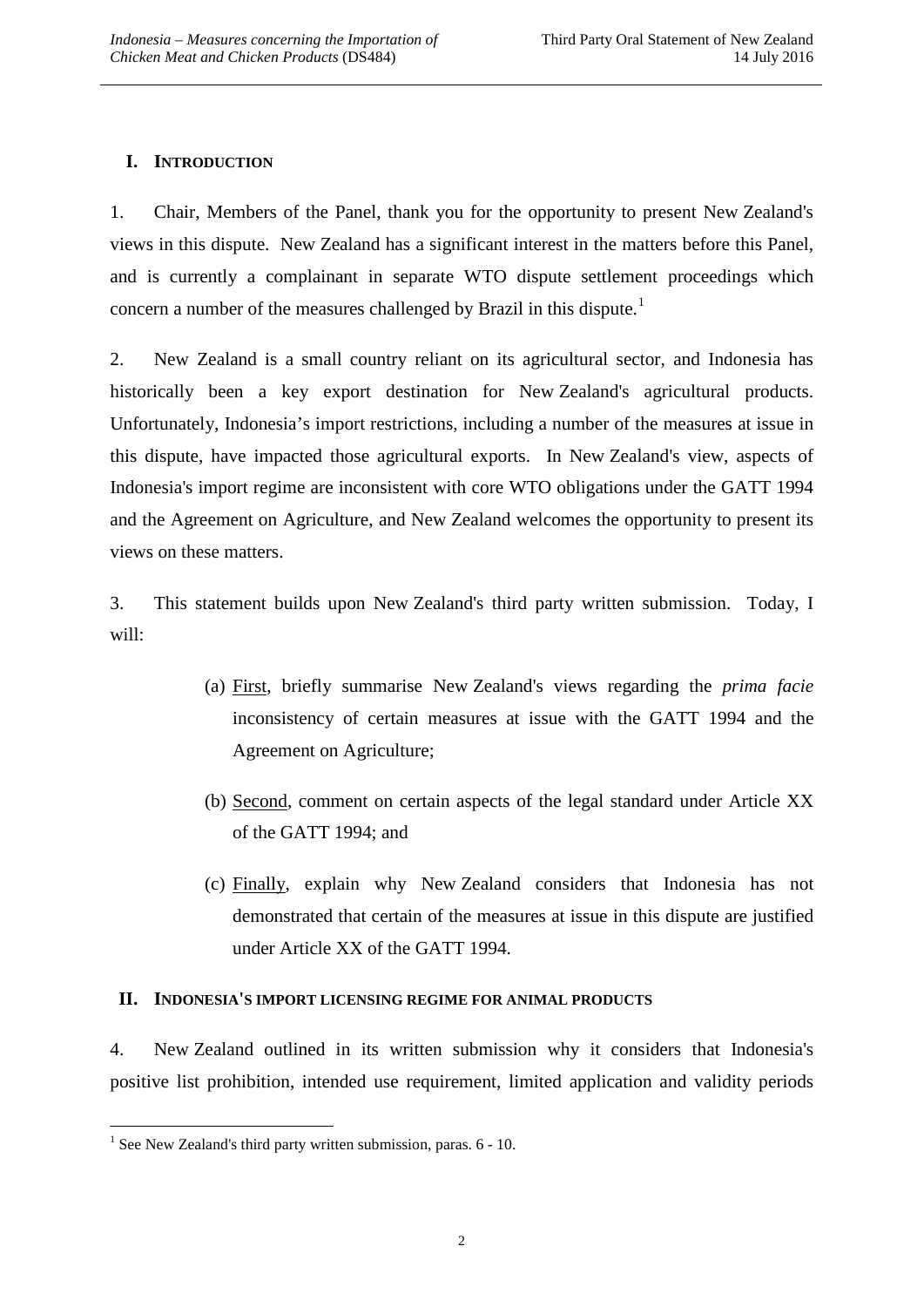## I. INTRODUCTION

1. Chair, Members of the Panel, thank you for the opportunity to present New Zealand's views in this dispute. New Zealand has a significant interest in the matters before this Panel, and is currently a complainant in separate WTO dispute settlement proceedings which concern a number of the measures challenged by Brazil in this dispute.[1]

2. New Zealand is a small country reliant on its agricultural sector, and Indonesia has historically been a key export destination for New Zealand's agricultural products. Unfortunately, Indonesia's import restrictions, including a number of the measures at issue in this dispute, have impacted those agricultural exports. In New Zealand's view, aspects of Indonesia's import regime are inconsistent with core WTO obligations under the GATT 1994 and the Agreement on Agriculture, and New Zealand welcomes the opportunity to present its views on these matters.

3. This statement builds upon New Zealand's third party written submission. Today, I will:

(a) First, briefly summarise New Zealand's views regarding the *prima facie* inconsistency of certain measures at issue with the GATT 1994 and the Agreement on Agriculture;

(b) Second, comment on certain aspects of the legal standard under Article XX of the GATT 1994; and

(c) Finally, explain why New Zealand considers that Indonesia has not demonstrated that certain of the measures at issue in this dispute are justified under Article XX of the GATT 1994.

## II. INDONESIA'S IMPORT LICENSING REGIME FOR ANIMAL PRODUCTS

4. New Zealand outlined in its written submission why it considers that Indonesia's positive list prohibition, intended use requirement, limited application and validity periods

[1] See New Zealand's third party written submission, paras. 6 - 10.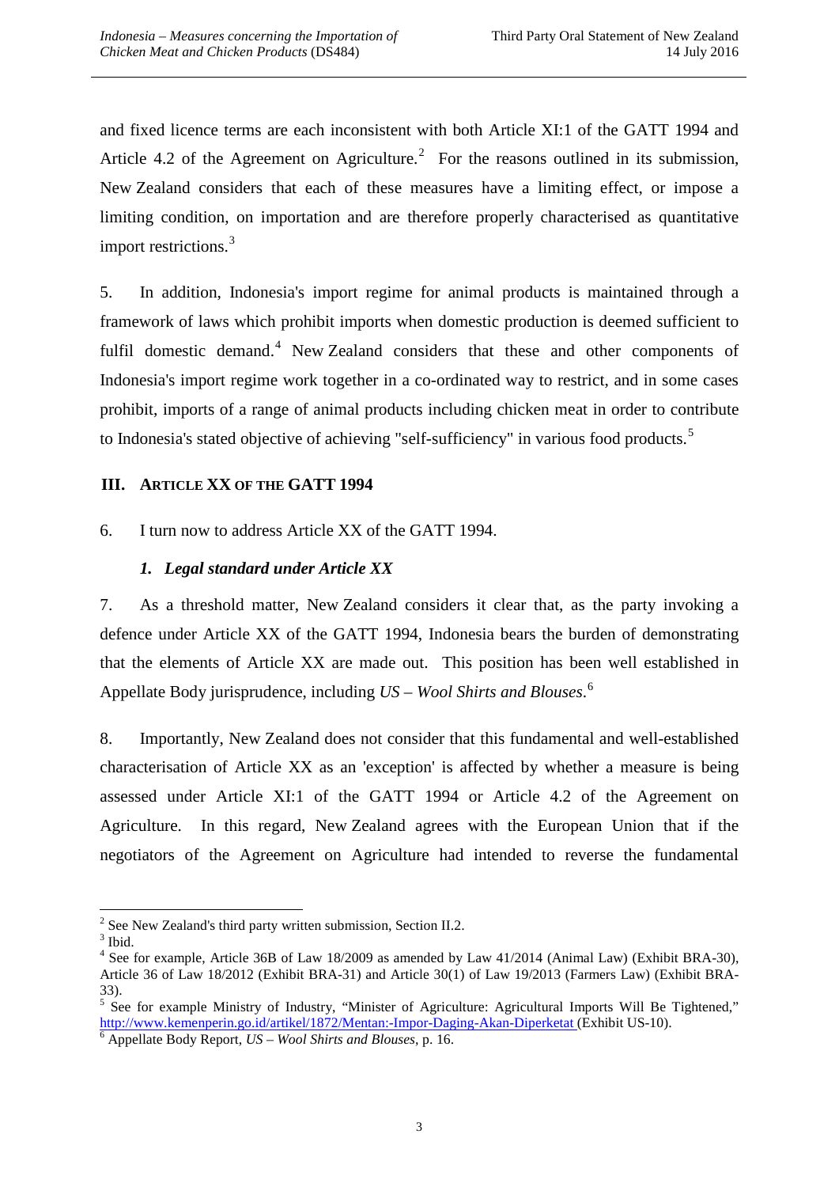and fixed licence terms are each inconsistent with both Article XI:1 of the GATT 1994 and Article 4.2 of the Agreement on Agriculture.[2] For the reasons outlined in its submission, New Zealand considers that each of these measures have a limiting effect, or impose a limiting condition, on importation and are therefore properly characterised as quantitative import restrictions.[3]

5. In addition, Indonesia's import regime for animal products is maintained through a framework of laws which prohibit imports when domestic production is deemed sufficient to fulfil domestic demand.[4] New Zealand considers that these and other components of Indonesia's import regime work together in a co-ordinated way to restrict, and in some cases prohibit, imports of a range of animal products including chicken meat in order to contribute to Indonesia's stated objective of achieving "self-sufficiency" in various food products.[5]

## III. ARTICLE XX OF THE GATT 1994

6. I turn now to address Article XX of the GATT 1994.

### *1. Legal standard under Article XX*

7. As a threshold matter, New Zealand considers it clear that, as the party invoking a defence under Article XX of the GATT 1994, Indonesia bears the burden of demonstrating that the elements of Article XX are made out. This position has been well established in Appellate Body jurisprudence, including *US – Wool Shirts and Blouses*.[6]

8. Importantly, New Zealand does not consider that this fundamental and well-established characterisation of Article XX as an 'exception' is affected by whether a measure is being assessed under Article XI:1 of the GATT 1994 or Article 4.2 of the Agreement on Agriculture. In this regard, New Zealand agrees with the European Union that if the negotiators of the Agreement on Agriculture had intended to reverse the fundamental

---

[2] See New Zealand's third party written submission, Section II.2.

[3] Ibid.

[4] See for example, Article 36B of Law 18/2009 as amended by Law 41/2014 (Animal Law) (Exhibit BRA-30), Article 36 of Law 18/2012 (Exhibit BRA-31) and Article 30(1) of Law 19/2013 (Farmers Law) (Exhibit BRA-33).

[5] See for example Ministry of Industry, "Minister of Agriculture: Agricultural Imports Will Be Tightened," http://www.kemenperin.go.id/artikel/1872/Mentan:-Impor-Daging-Akan-Diperketat (Exhibit US-10).

[6] Appellate Body Report, *US – Wool Shirts and Blouses*, p. 16.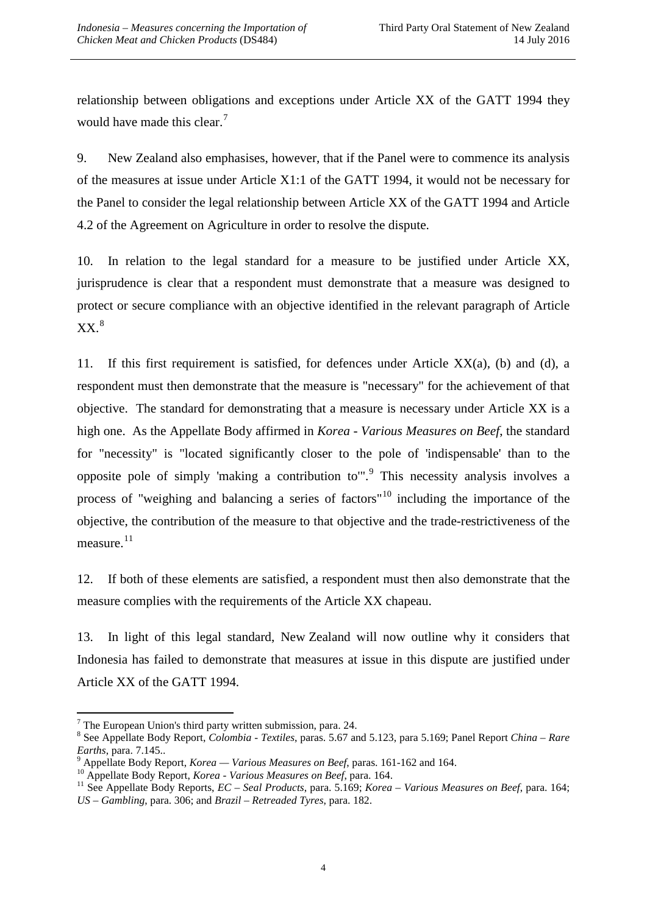relationship between obligations and exceptions under Article XX of the GATT 1994 they would have made this clear.[7]

9. New Zealand also emphasises, however, that if the Panel were to commence its analysis of the measures at issue under Article X1:1 of the GATT 1994, it would not be necessary for the Panel to consider the legal relationship between Article XX of the GATT 1994 and Article 4.2 of the Agreement on Agriculture in order to resolve the dispute.

10. In relation to the legal standard for a measure to be justified under Article XX, jurisprudence is clear that a respondent must demonstrate that a measure was designed to protect or secure compliance with an objective identified in the relevant paragraph of Article XX.[8]

11. If this first requirement is satisfied, for defences under Article XX(a), (b) and (d), a respondent must then demonstrate that the measure is "necessary" for the achievement of that objective. The standard for demonstrating that a measure is necessary under Article XX is a high one. As the Appellate Body affirmed in *Korea - Various Measures on Beef*, the standard for "necessity" is "located significantly closer to the pole of 'indispensable' than to the opposite pole of simply 'making a contribution to'".[9] This necessity analysis involves a process of "weighing and balancing a series of factors"[10] including the importance of the objective, the contribution of the measure to that objective and the trade-restrictiveness of the measure.[11]

12. If both of these elements are satisfied, a respondent must then also demonstrate that the measure complies with the requirements of the Article XX chapeau.

13. In light of this legal standard, New Zealand will now outline why it considers that Indonesia has failed to demonstrate that measures at issue in this dispute are justified under Article XX of the GATT 1994.

---

[7] The European Union's third party written submission, para. 24.

[8] See Appellate Body Report, *Colombia - Textiles*, paras. 5.67 and 5.123, para 5.169; Panel Report *China – Rare Earths*, para. 7.145..

[9] Appellate Body Report, *Korea — Various Measures on Beef*, paras. 161-162 and 164.

[10] Appellate Body Report, *Korea - Various Measures on Beef*, para. 164.

[11] See Appellate Body Reports, *EC – Seal Products*, para. 5.169; *Korea – Various Measures on Beef*, para. 164; *US – Gambling*, para. 306; and *Brazil – Retreaded Tyres*, para. 182.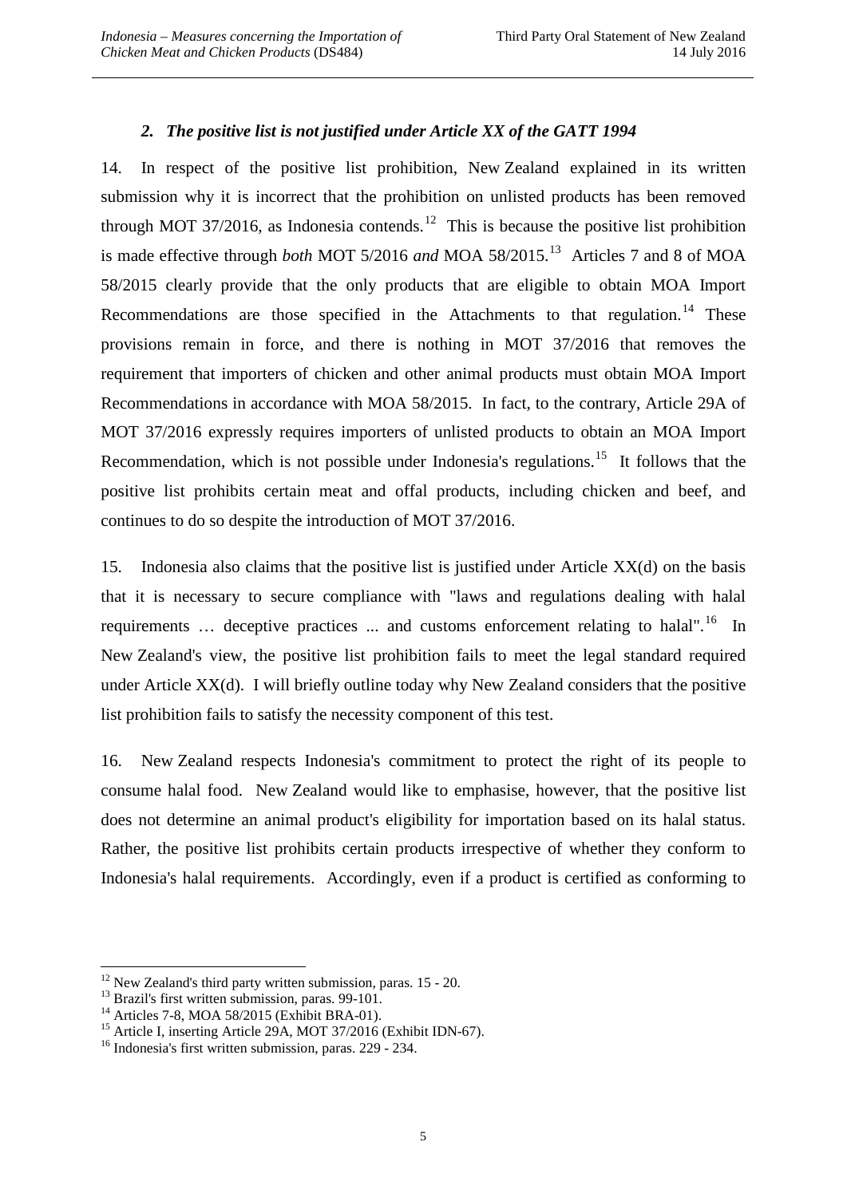### *2. The positive list is not justified under Article XX of the GATT 1994*

14. In respect of the positive list prohibition, New Zealand explained in its written submission why it is incorrect that the prohibition on unlisted products has been removed through MOT 37/2016, as Indonesia contends.[12] This is because the positive list prohibition is made effective through *both* MOT 5/2016 *and* MOA 58/2015.[13] Articles 7 and 8 of MOA 58/2015 clearly provide that the only products that are eligible to obtain MOA Import Recommendations are those specified in the Attachments to that regulation.[14] These provisions remain in force, and there is nothing in MOT 37/2016 that removes the requirement that importers of chicken and other animal products must obtain MOA Import Recommendations in accordance with MOA 58/2015. In fact, to the contrary, Article 29A of MOT 37/2016 expressly requires importers of unlisted products to obtain an MOA Import Recommendation, which is not possible under Indonesia's regulations.[15] It follows that the positive list prohibits certain meat and offal products, including chicken and beef, and continues to do so despite the introduction of MOT 37/2016.

15. Indonesia also claims that the positive list is justified under Article XX(d) on the basis that it is necessary to secure compliance with "laws and regulations dealing with halal requirements … deceptive practices ... and customs enforcement relating to halal".[16] In New Zealand's view, the positive list prohibition fails to meet the legal standard required under Article XX(d). I will briefly outline today why New Zealand considers that the positive list prohibition fails to satisfy the necessity component of this test.

16. New Zealand respects Indonesia's commitment to protect the right of its people to consume halal food. New Zealand would like to emphasise, however, that the positive list does not determine an animal product's eligibility for importation based on its halal status. Rather, the positive list prohibits certain products irrespective of whether they conform to Indonesia's halal requirements. Accordingly, even if a product is certified as conforming to

---

[12] New Zealand's third party written submission, paras. 15 - 20.

[13] Brazil's first written submission, paras. 99-101.

[14] Articles 7-8, MOA 58/2015 (Exhibit BRA-01).

[15] Article I, inserting Article 29A, MOT 37/2016 (Exhibit IDN-67).

[16] Indonesia's first written submission, paras. 229 - 234.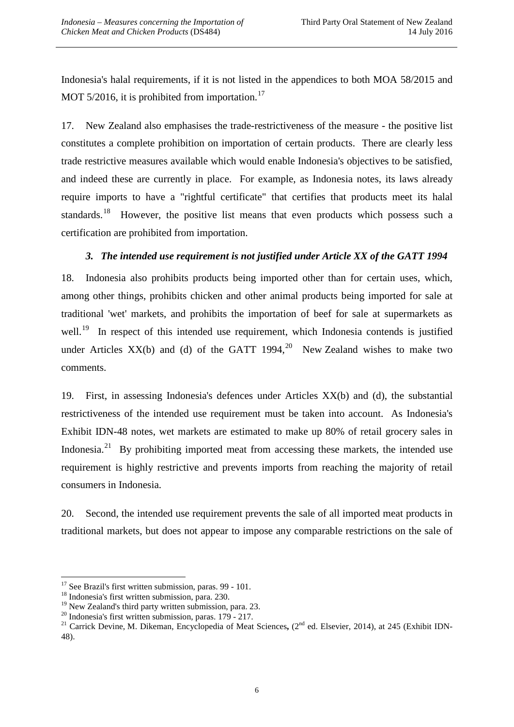Indonesia's halal requirements, if it is not listed in the appendices to both MOA 58/2015 and MOT 5/2016, it is prohibited from importation.[17]

17. New Zealand also emphasises the trade-restrictiveness of the measure - the positive list constitutes a complete prohibition on importation of certain products. There are clearly less trade restrictive measures available which would enable Indonesia's objectives to be satisfied, and indeed these are currently in place. For example, as Indonesia notes, its laws already require imports to have a "rightful certificate" that certifies that products meet its halal standards.[18] However, the positive list means that even products which possess such a certification are prohibited from importation.

### *3. The intended use requirement is not justified under Article XX of the GATT 1994*

18. Indonesia also prohibits products being imported other than for certain uses, which, among other things, prohibits chicken and other animal products being imported for sale at traditional 'wet' markets, and prohibits the importation of beef for sale at supermarkets as well.[19] In respect of this intended use requirement, which Indonesia contends is justified under Articles XX(b) and (d) of the GATT 1994,[20] New Zealand wishes to make two comments.

19. First, in assessing Indonesia's defences under Articles XX(b) and (d), the substantial restrictiveness of the intended use requirement must be taken into account. As Indonesia's Exhibit IDN-48 notes, wet markets are estimated to make up 80% of retail grocery sales in Indonesia.[21] By prohibiting imported meat from accessing these markets, the intended use requirement is highly restrictive and prevents imports from reaching the majority of retail consumers in Indonesia.

20. Second, the intended use requirement prevents the sale of all imported meat products in traditional markets, but does not appear to impose any comparable restrictions on the sale of

---

[17] See Brazil's first written submission, paras. 99 - 101.

[18] Indonesia's first written submission, para. 230.

[19] New Zealand's third party written submission, para. 23.

[20] Indonesia's first written submission, paras. 179 - 217.

[21] Carrick Devine, M. Dikeman, Encyclopedia of Meat Sciences, (2nd ed. Elsevier, 2014), at 245 (Exhibit IDN-48).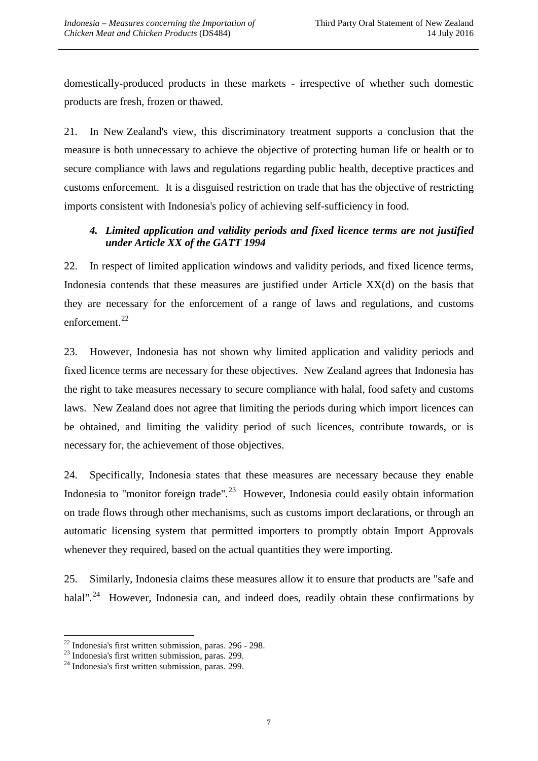domestically-produced products in these markets - irrespective of whether such domestic products are fresh, frozen or thawed.

21. In New Zealand's view, this discriminatory treatment supports a conclusion that the measure is both unnecessary to achieve the objective of protecting human life or health or to secure compliance with laws and regulations regarding public health, deceptive practices and customs enforcement. It is a disguised restriction on trade that has the objective of restricting imports consistent with Indonesia's policy of achieving self-sufficiency in food.

### *4. Limited application and validity periods and fixed licence terms are not justified under Article XX of the GATT 1994*

22. In respect of limited application windows and validity periods, and fixed licence terms, Indonesia contends that these measures are justified under Article XX(d) on the basis that they are necessary for the enforcement of a range of laws and regulations, and customs enforcement.[22]

23. However, Indonesia has not shown why limited application and validity periods and fixed licence terms are necessary for these objectives. New Zealand agrees that Indonesia has the right to take measures necessary to secure compliance with halal, food safety and customs laws. New Zealand does not agree that limiting the periods during which import licences can be obtained, and limiting the validity period of such licences, contribute towards, or is necessary for, the achievement of those objectives.

24. Specifically, Indonesia states that these measures are necessary because they enable Indonesia to "monitor foreign trade".[23] However, Indonesia could easily obtain information on trade flows through other mechanisms, such as customs import declarations, or through an automatic licensing system that permitted importers to promptly obtain Import Approvals whenever they required, based on the actual quantities they were importing.

25. Similarly, Indonesia claims these measures allow it to ensure that products are "safe and halal".[24] However, Indonesia can, and indeed does, readily obtain these confirmations by

---

[22] Indonesia's first written submission, paras. 296 - 298.

[23] Indonesia's first written submission, paras. 299.

[24] Indonesia's first written submission, paras. 299.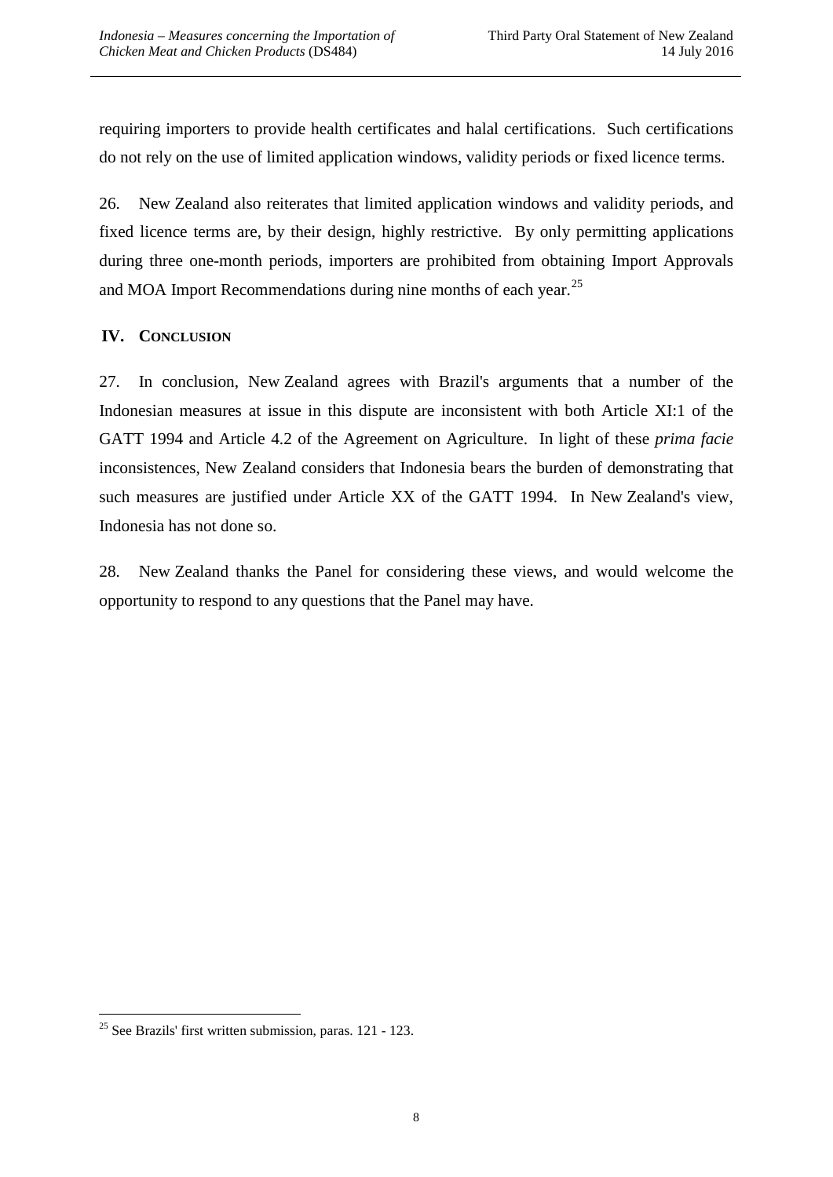requiring importers to provide health certificates and halal certifications. Such certifications do not rely on the use of limited application windows, validity periods or fixed licence terms.

26. New Zealand also reiterates that limited application windows and validity periods, and fixed licence terms are, by their design, highly restrictive. By only permitting applications during three one-month periods, importers are prohibited from obtaining Import Approvals and MOA Import Recommendations during nine months of each year.[25]

## IV. CONCLUSION

27. In conclusion, New Zealand agrees with Brazil's arguments that a number of the Indonesian measures at issue in this dispute are inconsistent with both Article XI:1 of the GATT 1994 and Article 4.2 of the Agreement on Agriculture. In light of these *prima facie* inconsistences, New Zealand considers that Indonesia bears the burden of demonstrating that such measures are justified under Article XX of the GATT 1994. In New Zealand's view, Indonesia has not done so.

28. New Zealand thanks the Panel for considering these views, and would welcome the opportunity to respond to any questions that the Panel may have.

---

[25] See Brazils' first written submission, paras. 121 - 123.